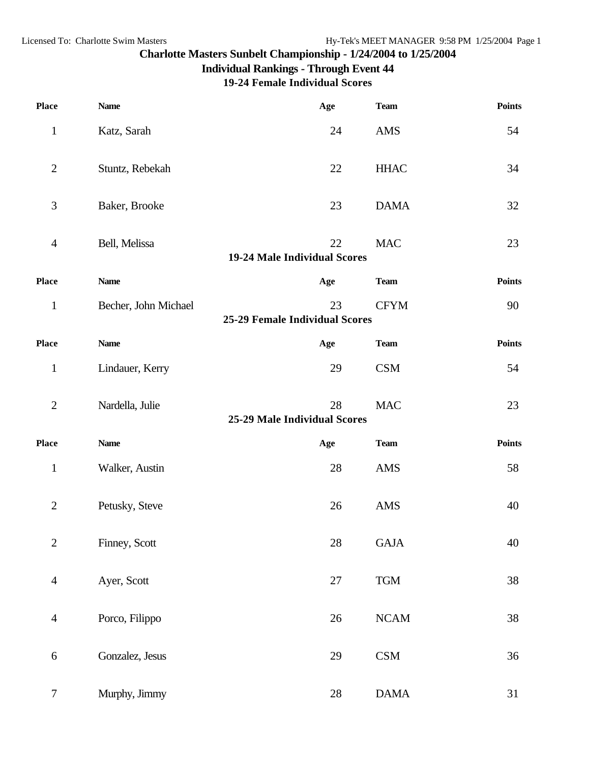# Charlotte Masters Sunbelt Championship - 1/24/2004 to 1/25/2004

## Individual Rankings - Through Event 44

### 19-24 Female Individual Scores

| Place | Name | Age | Team | Points |
|---|---|---|---|---|
| 1 | Katz, Sarah | 24 | AMS | 54 |
| 2 | Stuntz, Rebekah | 22 | HHAC | 34 |
| 3 | Baker, Brooke | 23 | DAMA | 32 |
| 4 | Bell, Melissa | 22 | MAC | 23 |

### 19-24 Male Individual Scores

| Place | Name | Age | Team | Points |
|---|---|---|---|---|
| 1 | Becher, John Michael | 23 | CFYM | 90 |

### 25-29 Female Individual Scores

| Place | Name | Age | Team | Points |
|---|---|---|---|---|
| 1 | Lindauer, Kerry | 29 | CSM | 54 |
| 2 | Nardella, Julie | 28 | MAC | 23 |

### 25-29 Male Individual Scores

| Place | Name | Age | Team | Points |
|---|---|---|---|---|
| 1 | Walker, Austin | 28 | AMS | 58 |
| 2 | Petusky, Steve | 26 | AMS | 40 |
| 2 | Finney, Scott | 28 | GAJA | 40 |
| 4 | Ayer, Scott | 27 | TGM | 38 |
| 4 | Porco, Filippo | 26 | NCAM | 38 |
| 6 | Gonzalez, Jesus | 29 | CSM | 36 |
| 7 | Murphy, Jimmy | 28 | DAMA | 31 |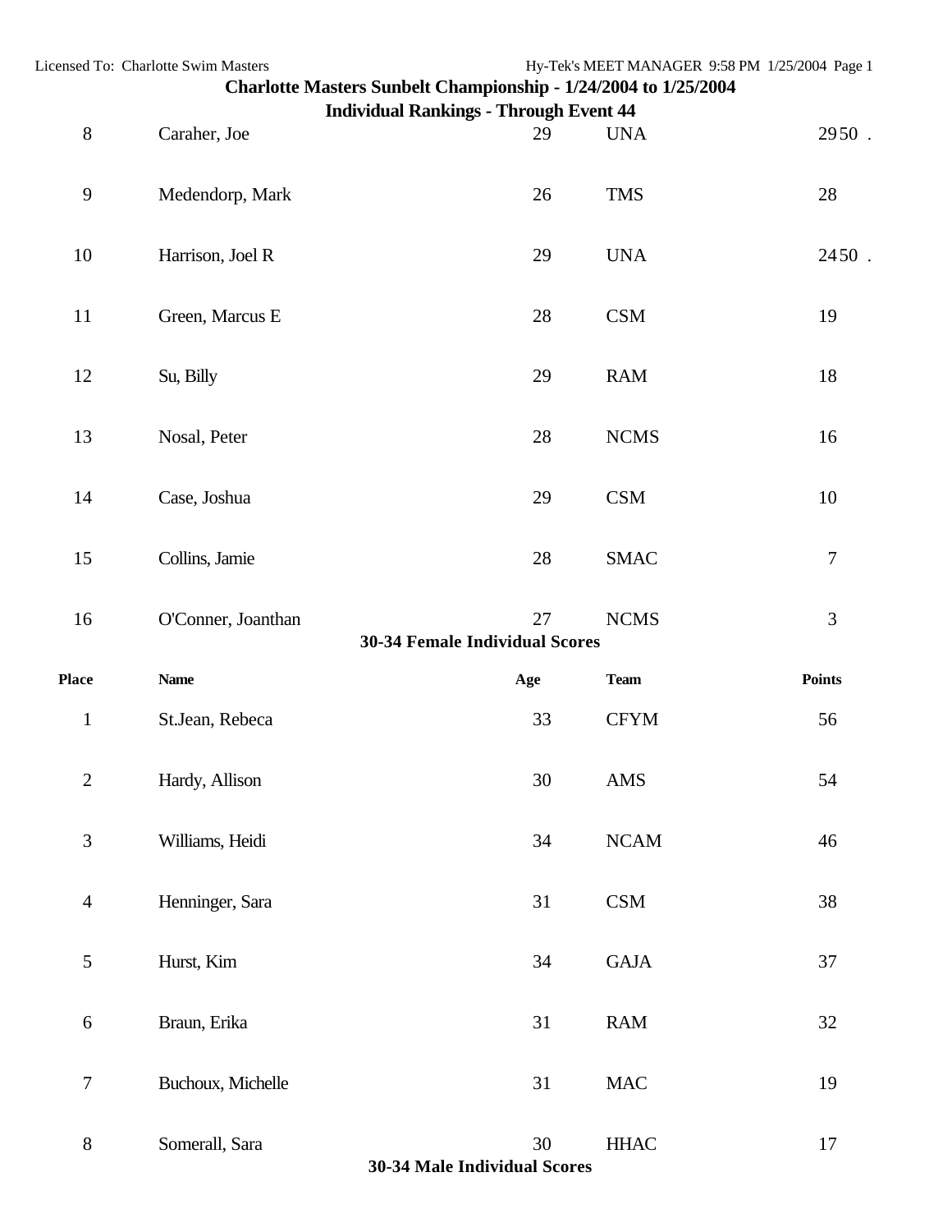## Charlotte Masters Sunbelt Championship - 1/24/2004 to 1/25/2004

### Individual Rankings - Through Event 44

| | | | | |
|---|---|---|---|---|
| 8 | Caraher, Joe | 29 | UNA | 29.50 |
| 9 | Medendorp, Mark | 26 | TMS | 28 |
| 10 | Harrison, Joel R | 29 | UNA | 24.50 |
| 11 | Green, Marcus E | 28 | CSM | 19 |
| 12 | Su, Billy | 29 | RAM | 18 |
| 13 | Nosal, Peter | 28 | NCMS | 16 |
| 14 | Case, Joshua | 29 | CSM | 10 |
| 15 | Collins, Jamie | 28 | SMAC | 7 |
| 16 | O'Conner, Joanthan | 27 | NCMS | 3 |

### 30-34 Female Individual Scores

| Place | Name | Age | Team | Points |
|---|---|---|---|---|
| 1 | St.Jean, Rebeca | 33 | CFYM | 56 |
| 2 | Hardy, Allison | 30 | AMS | 54 |
| 3 | Williams, Heidi | 34 | NCAM | 46 |
| 4 | Henninger, Sara | 31 | CSM | 38 |
| 5 | Hurst, Kim | 34 | GAJA | 37 |
| 6 | Braun, Erika | 31 | RAM | 32 |
| 7 | Buchoux, Michelle | 31 | MAC | 19 |
| 8 | Somerall, Sara | 30 | HHAC | 17 |

### 30-34 Male Individual Scores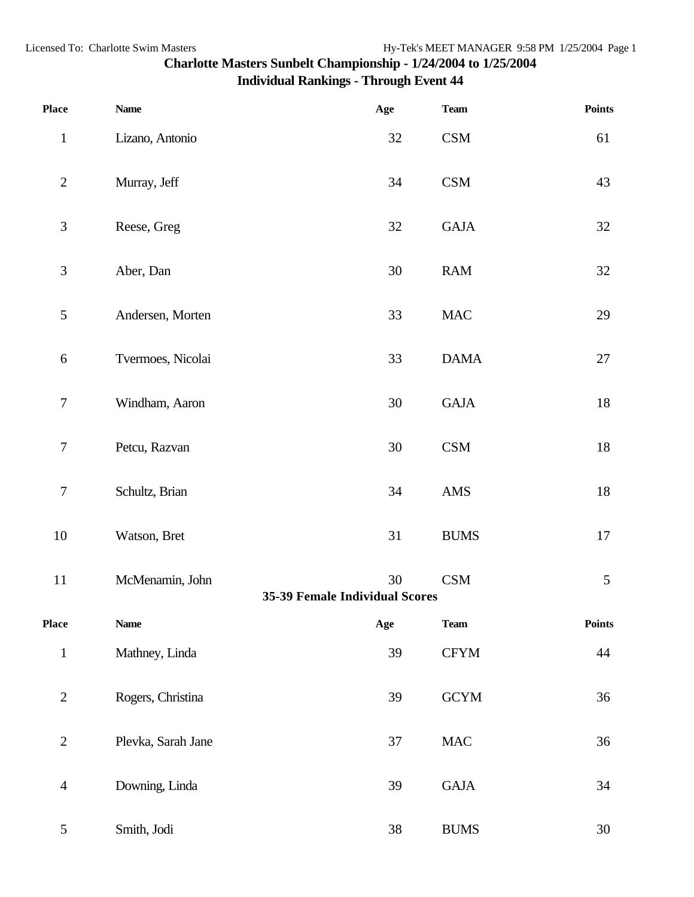# Charlotte Masters Sunbelt Championship - 1/24/2004 to 1/25/2004

## Individual Rankings - Through Event 44

| Place | Name | Age | Team | Points |
|---|---|---|---|---|
| 1 | Lizano, Antonio | 32 | CSM | 61 |
| 2 | Murray, Jeff | 34 | CSM | 43 |
| 3 | Reese, Greg | 32 | GAJA | 32 |
| 3 | Aber, Dan | 30 | RAM | 32 |
| 5 | Andersen, Morten | 33 | MAC | 29 |
| 6 | Tvermoes, Nicolai | 33 | DAMA | 27 |
| 7 | Windham, Aaron | 30 | GAJA | 18 |
| 7 | Petcu, Razvan | 30 | CSM | 18 |
| 7 | Schultz, Brian | 34 | AMS | 18 |
| 10 | Watson, Bret | 31 | BUMS | 17 |
| 11 | McMenamin, John | 30 | CSM | 5 |

### 35-39 Female Individual Scores

| Place | Name | Age | Team | Points |
|---|---|---|---|---|
| 1 | Mathney, Linda | 39 | CFYM | 44 |
| 2 | Rogers, Christina | 39 | GCYM | 36 |
| 2 | Plevka, Sarah Jane | 37 | MAC | 36 |
| 4 | Downing, Linda | 39 | GAJA | 34 |
| 5 | Smith, Jodi | 38 | BUMS | 30 |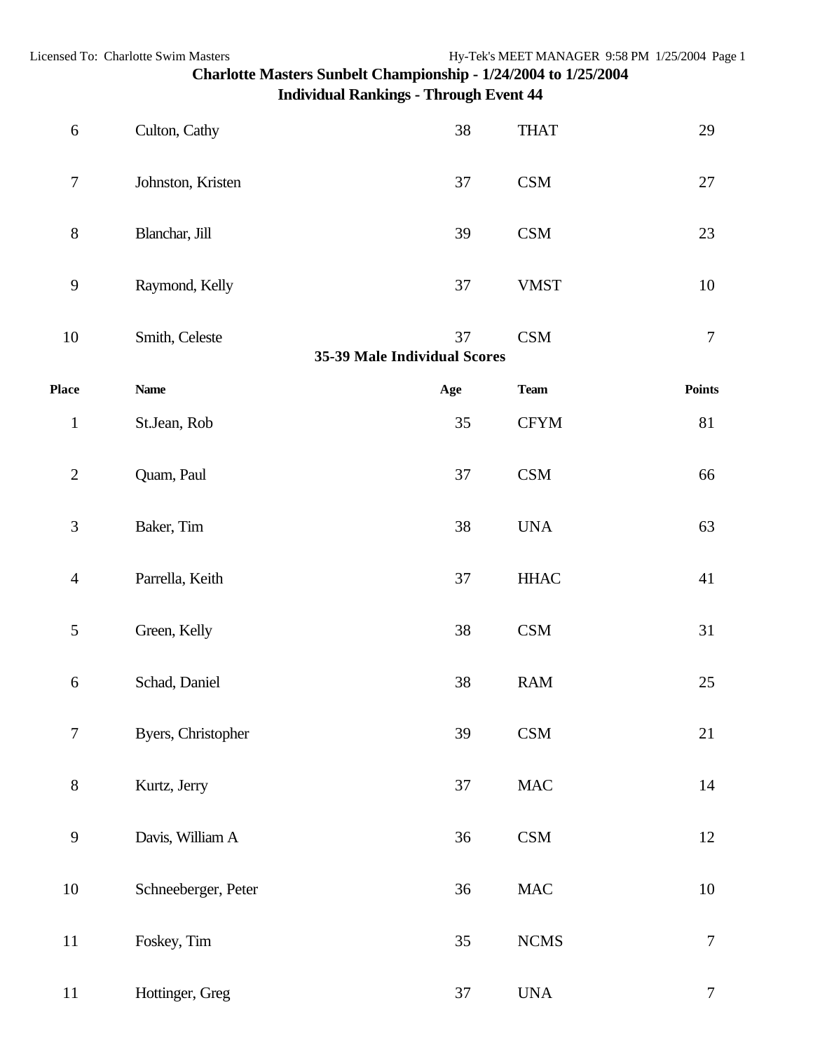## Charlotte Masters Sunbelt Championship - 1/24/2004 to 1/25/2004

### Individual Rankings - Through Event 44

| | | | | |
|---|---|---|---|---|
| 6 | Culton, Cathy | 38 | THAT | 29 |
| 7 | Johnston, Kristen | 37 | CSM | 27 |
| 8 | Blanchar, Jill | 39 | CSM | 23 |
| 9 | Raymond, Kelly | 37 | VMST | 10 |
| 10 | Smith, Celeste | 37 | CSM | 7 |

### 35-39 Male Individual Scores

| Place | Name | Age | Team | Points |
|---|---|---|---|---|
| 1 | St.Jean, Rob | 35 | CFYM | 81 |
| 2 | Quam, Paul | 37 | CSM | 66 |
| 3 | Baker, Tim | 38 | UNA | 63 |
| 4 | Parrella, Keith | 37 | HHAC | 41 |
| 5 | Green, Kelly | 38 | CSM | 31 |
| 6 | Schad, Daniel | 38 | RAM | 25 |
| 7 | Byers, Christopher | 39 | CSM | 21 |
| 8 | Kurtz, Jerry | 37 | MAC | 14 |
| 9 | Davis, William A | 36 | CSM | 12 |
| 10 | Schneeberger, Peter | 36 | MAC | 10 |
| 11 | Foskey, Tim | 35 | NCMS | 7 |
| 11 | Hottinger, Greg | 37 | UNA | 7 |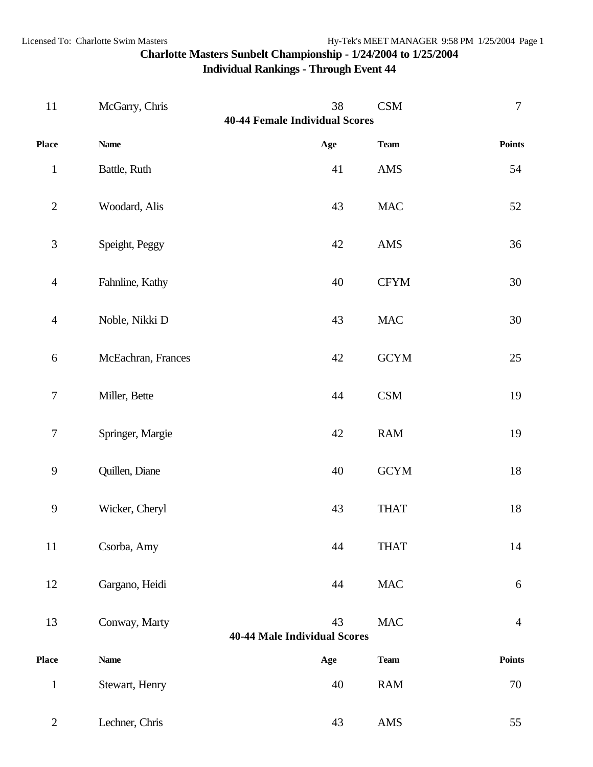## Charlotte Masters Sunbelt Championship - 1/24/2004 to 1/25/2004

### Individual Rankings - Through Event 44

| | | | | |
|---|---|---|---|---|
| 11 | McGarry, Chris | 38 | CSM | 7 |

### 40-44 Female Individual Scores

| Place | Name | Age | Team | Points |
|---|---|---|---|---|
| 1 | Battle, Ruth | 41 | AMS | 54 |
| 2 | Woodard, Alis | 43 | MAC | 52 |
| 3 | Speight, Peggy | 42 | AMS | 36 |
| 4 | Fahnline, Kathy | 40 | CFYM | 30 |
| 4 | Noble, Nikki D | 43 | MAC | 30 |
| 6 | McEachran, Frances | 42 | GCYM | 25 |
| 7 | Miller, Bette | 44 | CSM | 19 |
| 7 | Springer, Margie | 42 | RAM | 19 |
| 9 | Quillen, Diane | 40 | GCYM | 18 |
| 9 | Wicker, Cheryl | 43 | THAT | 18 |
| 11 | Csorba, Amy | 44 | THAT | 14 |
| 12 | Gargano, Heidi | 44 | MAC | 6 |
| 13 | Conway, Marty | 43 | MAC | 4 |

### 40-44 Male Individual Scores

| Place | Name | Age | Team | Points |
|---|---|---|---|---|
| 1 | Stewart, Henry | 40 | RAM | 70 |
| 2 | Lechner, Chris | 43 | AMS | 55 |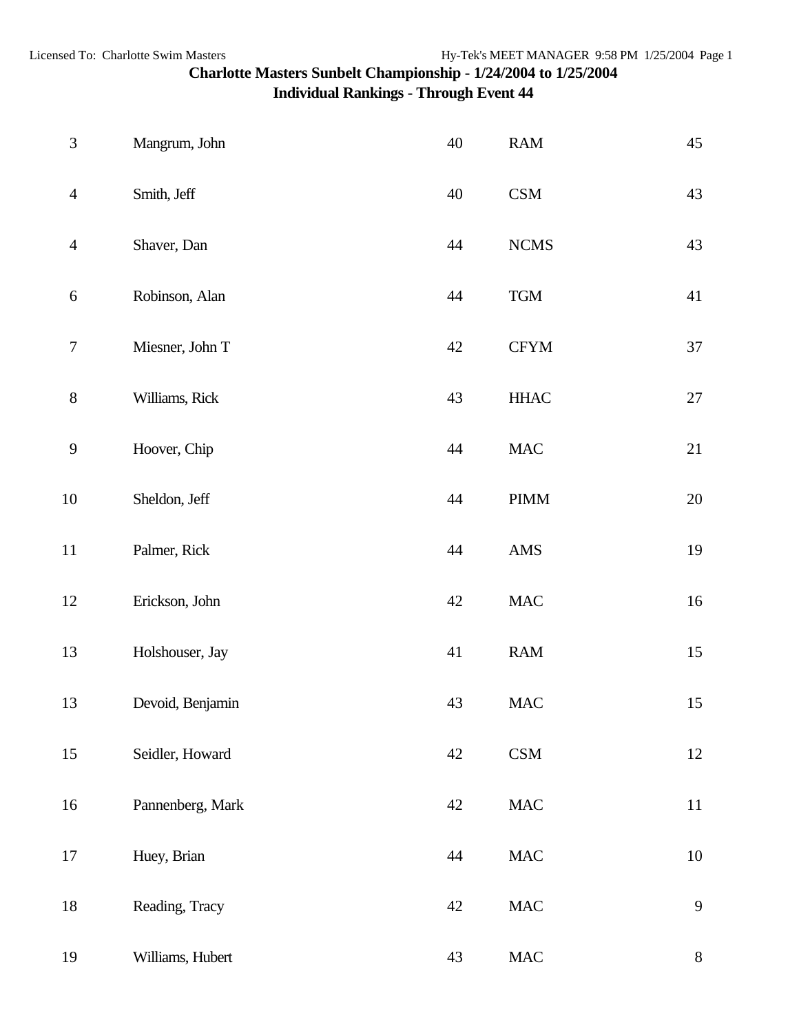## Charlotte Masters Sunbelt Championship - 1/24/2004 to 1/25/2004

### Individual Rankings - Through Event 44

| | | | | |
|---|---|---|---|---|
| 3 | Mangrum, John | 40 | RAM | 45 |
| 4 | Smith, Jeff | 40 | CSM | 43 |
| 4 | Shaver, Dan | 44 | NCMS | 43 |
| 6 | Robinson, Alan | 44 | TGM | 41 |
| 7 | Miesner, John T | 42 | CFYM | 37 |
| 8 | Williams, Rick | 43 | HHAC | 27 |
| 9 | Hoover, Chip | 44 | MAC | 21 |
| 10 | Sheldon, Jeff | 44 | PIMM | 20 |
| 11 | Palmer, Rick | 44 | AMS | 19 |
| 12 | Erickson, John | 42 | MAC | 16 |
| 13 | Holshouser, Jay | 41 | RAM | 15 |
| 13 | Devoid, Benjamin | 43 | MAC | 15 |
| 15 | Seidler, Howard | 42 | CSM | 12 |
| 16 | Pannenberg, Mark | 42 | MAC | 11 |
| 17 | Huey, Brian | 44 | MAC | 10 |
| 18 | Reading, Tracy | 42 | MAC | 9 |
| 19 | Williams, Hubert | 43 | MAC | 8 |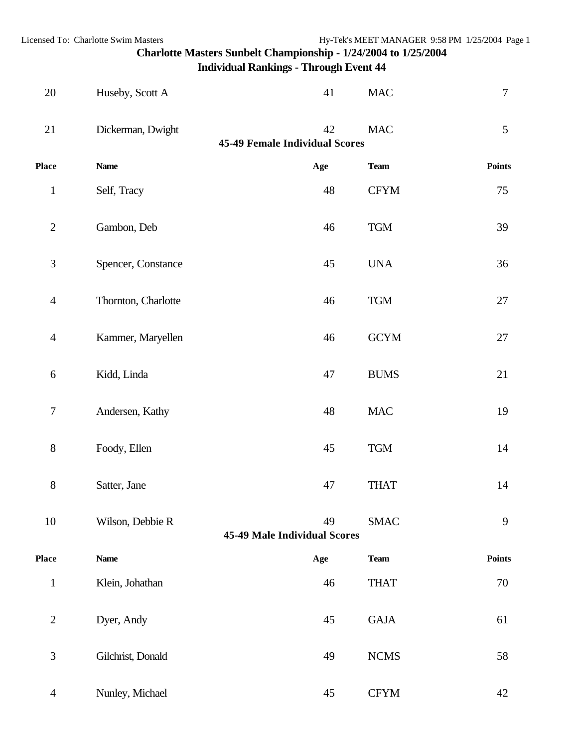## Charlotte Masters Sunbelt Championship - 1/24/2004 to 1/25/2004

### Individual Rankings - Through Event 44

| Place | Name | Age | Team | Points |
|---|---|---|---|---|
| 20 | Huseby, Scott A | 41 | MAC | 7 |
| 21 | Dickerman, Dwight | 42 | MAC | 5 |

### 45-49 Female Individual Scores

| Place | Name | Age | Team | Points |
|---|---|---|---|---|
| 1 | Self, Tracy | 48 | CFYM | 75 |
| 2 | Gambon, Deb | 46 | TGM | 39 |
| 3 | Spencer, Constance | 45 | UNA | 36 |
| 4 | Thornton, Charlotte | 46 | TGM | 27 |
| 4 | Kammer, Maryellen | 46 | GCYM | 27 |
| 6 | Kidd, Linda | 47 | BUMS | 21 |
| 7 | Andersen, Kathy | 48 | MAC | 19 |
| 8 | Foody, Ellen | 45 | TGM | 14 |
| 8 | Satter, Jane | 47 | THAT | 14 |
| 10 | Wilson, Debbie R | 49 | SMAC | 9 |

### 45-49 Male Individual Scores

| Place | Name | Age | Team | Points |
|---|---|---|---|---|
| 1 | Klein, Johathan | 46 | THAT | 70 |
| 2 | Dyer, Andy | 45 | GAJA | 61 |
| 3 | Gilchrist, Donald | 49 | NCMS | 58 |
| 4 | Nunley, Michael | 45 | CFYM | 42 |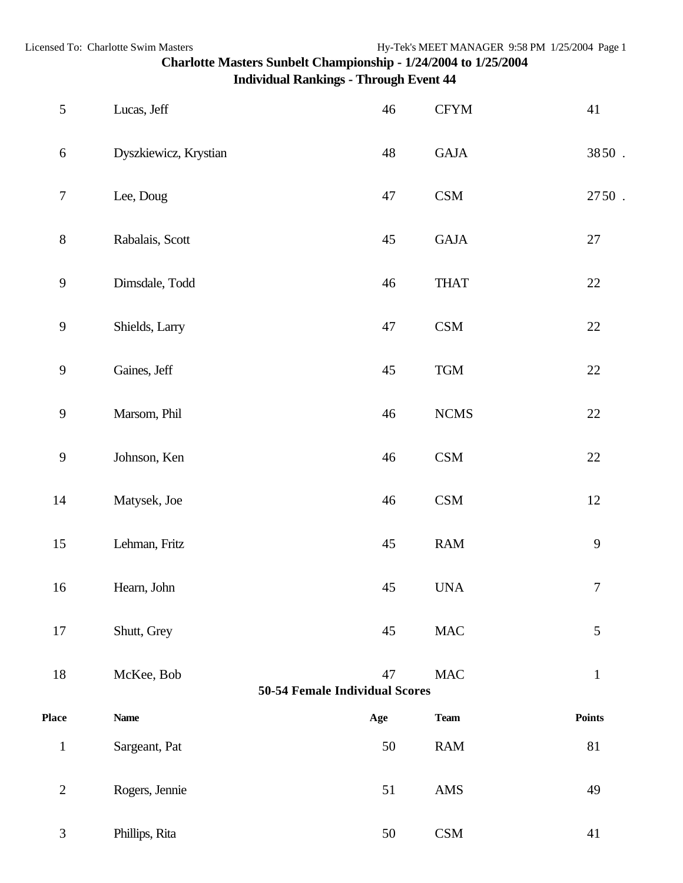## Charlotte Masters Sunbelt Championship - 1/24/2004 to 1/25/2004

### Individual Rankings - Through Event 44

| | | | | |
|---|---|---|---|---|
| 5 | Lucas, Jeff | 46 | CFYM | 41 |
| 6 | Dyszkiewicz, Krystian | 48 | GAJA | 38.50 |
| 7 | Lee, Doug | 47 | CSM | 27.50 |
| 8 | Rabalais, Scott | 45 | GAJA | 27 |
| 9 | Dimsdale, Todd | 46 | THAT | 22 |
| 9 | Shields, Larry | 47 | CSM | 22 |
| 9 | Gaines, Jeff | 45 | TGM | 22 |
| 9 | Marsom, Phil | 46 | NCMS | 22 |
| 9 | Johnson, Ken | 46 | CSM | 22 |
| 14 | Matysek, Joe | 46 | CSM | 12 |
| 15 | Lehman, Fritz | 45 | RAM | 9 |
| 16 | Hearn, John | 45 | UNA | 7 |
| 17 | Shutt, Grey | 45 | MAC | 5 |
| 18 | McKee, Bob | 47 | MAC | 1 |

### 50-54 Female Individual Scores

| Place | Name | Age | Team | Points |
|---|---|---|---|---|
| 1 | Sargeant, Pat | 50 | RAM | 81 |
| 2 | Rogers, Jennie | 51 | AMS | 49 |
| 3 | Phillips, Rita | 50 | CSM | 41 |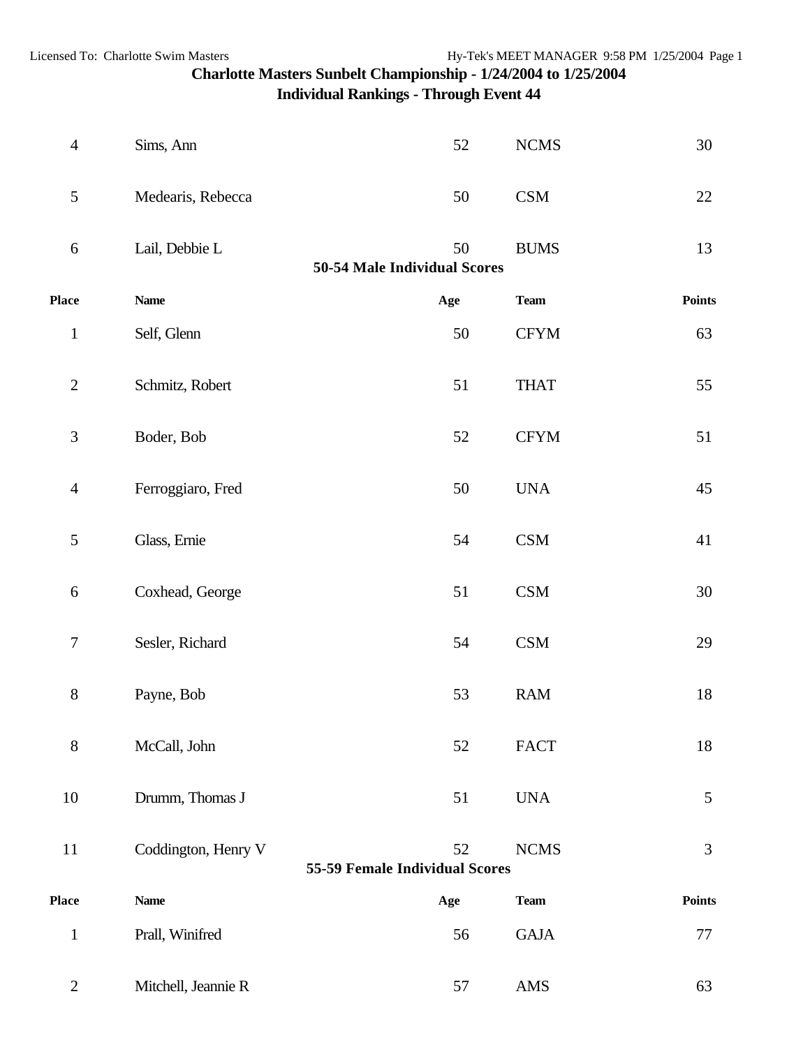# Charlotte Masters Sunbelt Championship - 1/24/2004 to 1/25/2004

## Individual Rankings - Through Event 44

| Place | Name | Age | Team | Points |
|---|---|---|---|---|
| 4 | Sims, Ann | 52 | NCMS | 30 |
| 5 | Medearis, Rebecca | 50 | CSM | 22 |
| 6 | Lail, Debbie L | 50 | BUMS | 13 |

### 50-54 Male Individual Scores

| Place | Name | Age | Team | Points |
|---|---|---|---|---|
| 1 | Self, Glenn | 50 | CFYM | 63 |
| 2 | Schmitz, Robert | 51 | THAT | 55 |
| 3 | Boder, Bob | 52 | CFYM | 51 |
| 4 | Ferroggiaro, Fred | 50 | UNA | 45 |
| 5 | Glass, Ernie | 54 | CSM | 41 |
| 6 | Coxhead, George | 51 | CSM | 30 |
| 7 | Sesler, Richard | 54 | CSM | 29 |
| 8 | Payne, Bob | 53 | RAM | 18 |
| 8 | McCall, John | 52 | FACT | 18 |
| 10 | Drumm, Thomas J | 51 | UNA | 5 |
| 11 | Coddington, Henry V | 52 | NCMS | 3 |

### 55-59 Female Individual Scores

| Place | Name | Age | Team | Points |
|---|---|---|---|---|
| 1 | Prall, Winifred | 56 | GAJA | 77 |
| 2 | Mitchell, Jeannie R | 57 | AMS | 63 |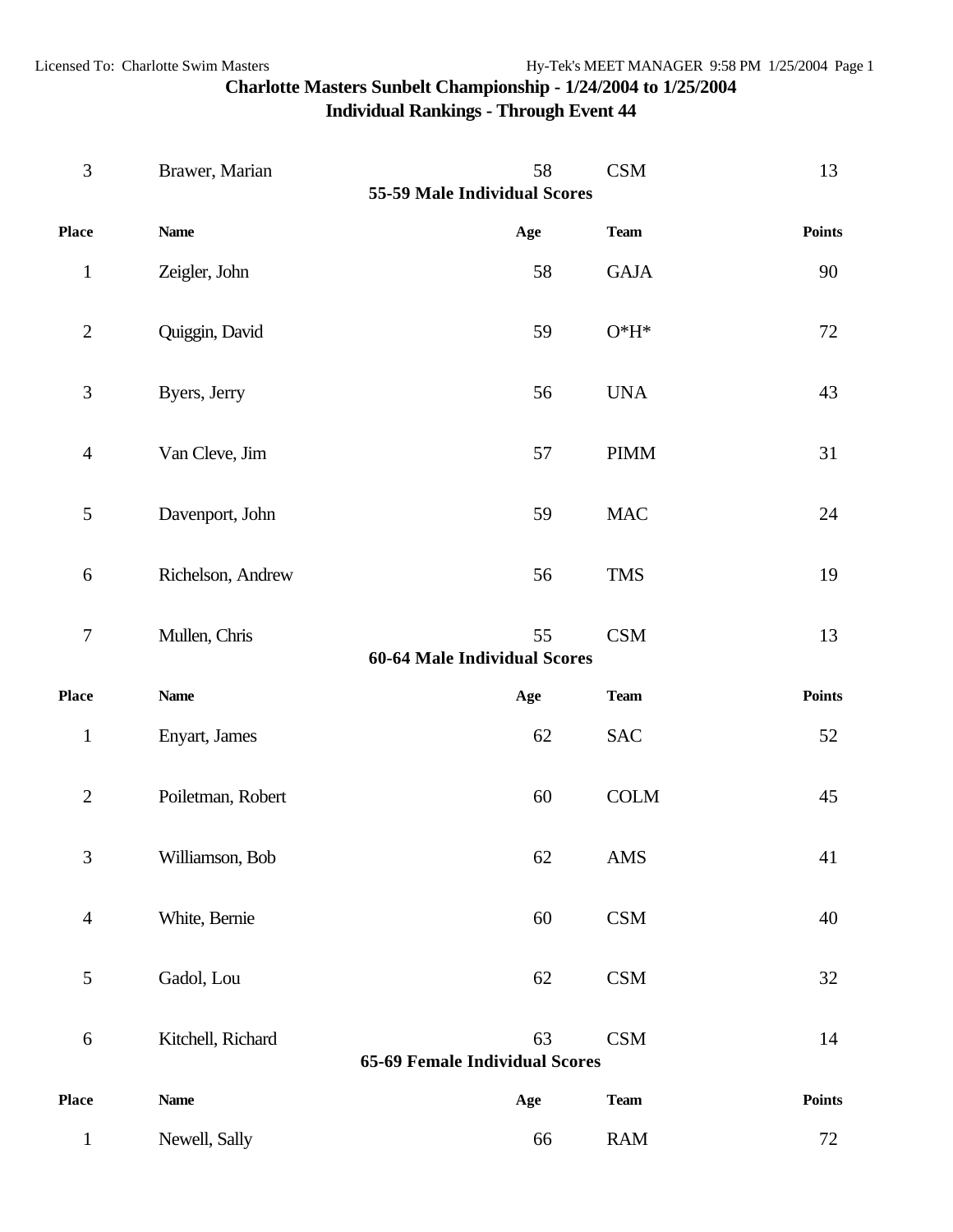## Charlotte Masters Sunbelt Championship - 1/24/2004 to 1/25/2004

### Individual Rankings - Through Event 44

| | | | | |
|---|---|---|---|---|
| 3 | Brawer, Marian | 58 | CSM | 13 |

### 55-59 Male Individual Scores

| Place | Name | Age | Team | Points |
|---|---|---|---|---|
| 1 | Zeigler, John | 58 | GAJA | 90 |
| 2 | Quiggin, David | 59 | O*H* | 72 |
| 3 | Byers, Jerry | 56 | UNA | 43 |
| 4 | Van Cleve, Jim | 57 | PIMM | 31 |
| 5 | Davenport, John | 59 | MAC | 24 |
| 6 | Richelson, Andrew | 56 | TMS | 19 |
| 7 | Mullen, Chris | 55 | CSM | 13 |

### 60-64 Male Individual Scores

| Place | Name | Age | Team | Points |
|---|---|---|---|---|
| 1 | Enyart, James | 62 | SAC | 52 |
| 2 | Poiletman, Robert | 60 | COLM | 45 |
| 3 | Williamson, Bob | 62 | AMS | 41 |
| 4 | White, Bernie | 60 | CSM | 40 |
| 5 | Gadol, Lou | 62 | CSM | 32 |
| 6 | Kitchell, Richard | 63 | CSM | 14 |

### 65-69 Female Individual Scores

| Place | Name | Age | Team | Points |
|---|---|---|---|---|
| 1 | Newell, Sally | 66 | RAM | 72 |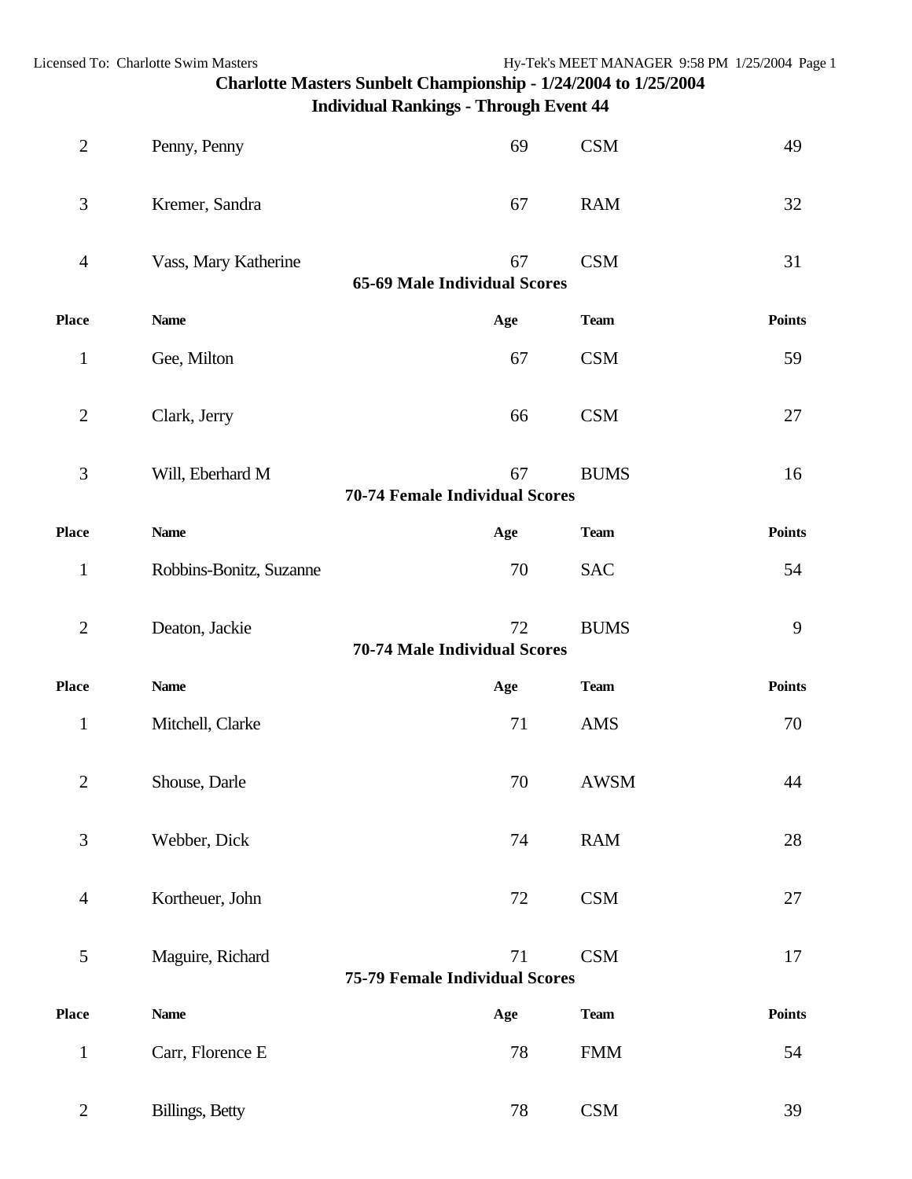| | | | | |
|---|---|---|---|---|
| 2 | Penny, Penny | 69 | CSM | 49 |
| 3 | Kremer, Sandra | 67 | RAM | 32 |
| 4 | Vass, Mary Katherine | 67 | CSM | 31 |

### 65-69 Male Individual Scores

| Place | Name | Age | Team | Points |
|---|---|---|---|---|
| 1 | Gee, Milton | 67 | CSM | 59 |
| 2 | Clark, Jerry | 66 | CSM | 27 |
| 3 | Will, Eberhard M | 67 | BUMS | 16 |

### 70-74 Female Individual Scores

| Place | Name | Age | Team | Points |
|---|---|---|---|---|
| 1 | Robbins-Bonitz, Suzanne | 70 | SAC | 54 |
| 2 | Deaton, Jackie | 72 | BUMS | 9 |

### 70-74 Male Individual Scores

| Place | Name | Age | Team | Points |
|---|---|---|---|---|
| 1 | Mitchell, Clarke | 71 | AMS | 70 |
| 2 | Shouse, Darle | 70 | AWSM | 44 |
| 3 | Webber, Dick | 74 | RAM | 28 |
| 4 | Kortheuer, John | 72 | CSM | 27 |
| 5 | Maguire, Richard | 71 | CSM | 17 |

### 75-79 Female Individual Scores

| Place | Name | Age | Team | Points |
|---|---|---|---|---|
| 1 | Carr, Florence E | 78 | FMM | 54 |
| 2 | Billings, Betty | 78 | CSM | 39 |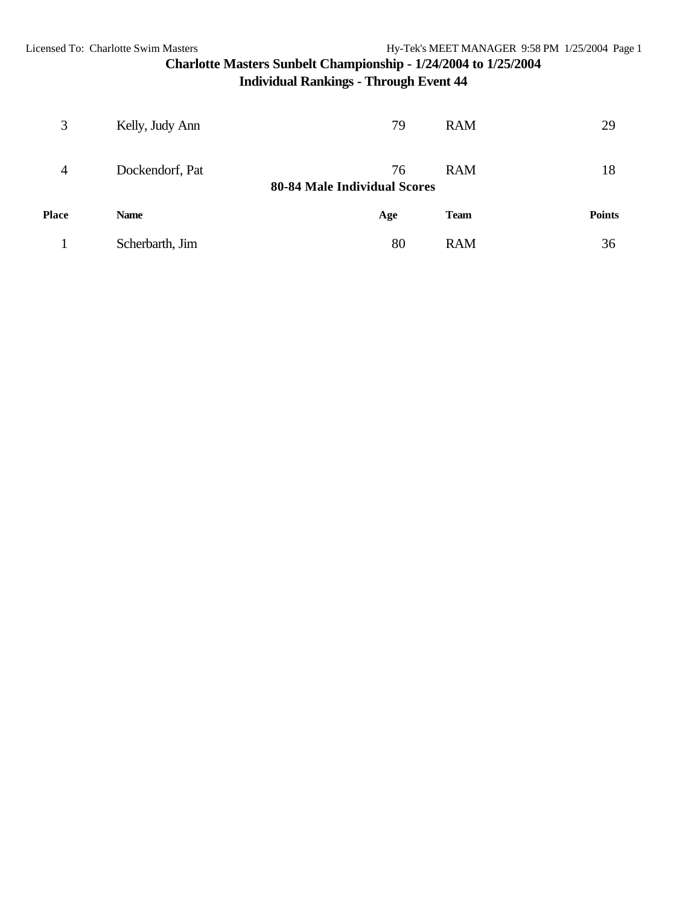| | | | | |
|---|---|---|---|---|
| 3 | Kelly, Judy Ann | 79 | RAM | 29 |
| 4 | Dockendorf, Pat | 76 | RAM | 18 |

### 80-84 Male Individual Scores

| Place | Name | Age | Team | Points |
|---|---|---|---|---|
| 1 | Scherbarth, Jim | 80 | RAM | 36 |